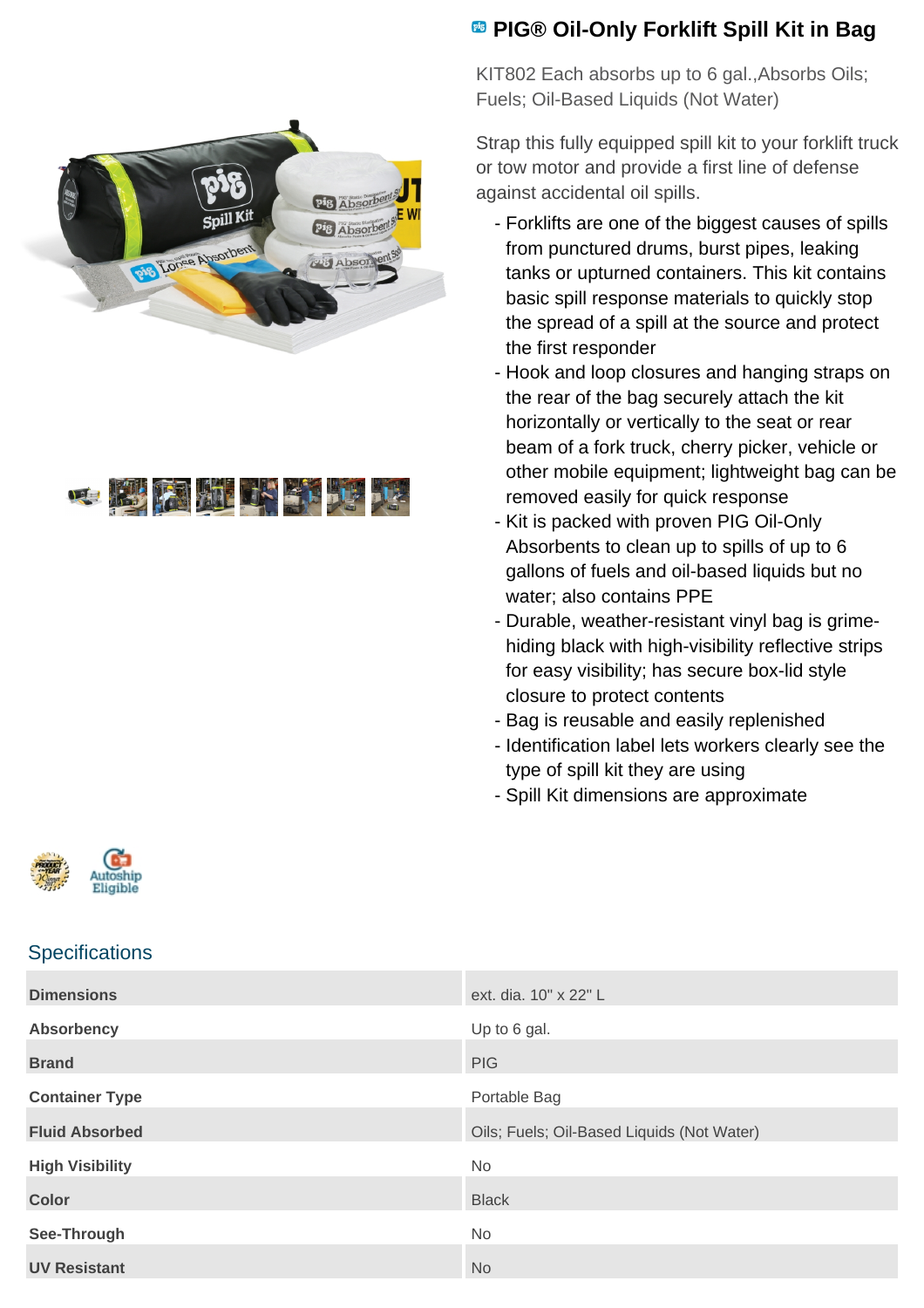# PIG® Oil-Only Forklift Spill Kit in Bag

KIT802 Each absorbs up to 6 gal.,Absorbs Oils; Fuels; Oil-Based Liquids (Not Water)

Strap this fully equipped spill kit to your forklift truck or tow motor and provide a first line of defense against accidental oil spills.

- Forklifts are one of the biggest causes of spills from punctured drums, burst pipes, leaking tanks or upturned containers. This kit contains basic spill response materials to quickly stop the spread of a spill at the source and protect the first responder
- Hook and loop closures and hanging straps on the rear of the bag securely attach the kit horizontally or vertically to the seat or rear beam of a fork truck, cherry picker, vehicle or other mobile equipment; lightweight bag can be removed easily for quick response
- Kit is packed with proven PIG Oil-Only Absorbents to clean up to spills of up to 6 gallons of fuels and oil-based liquids but no water; also contains PPE
- Durable, weather-resistant vinyl bag is grime-hiding black with high-visibility reflective strips for easy visibility; has secure box-lid style closure to protect contents
- Bag is reusable and easily replenished
- Identification label lets workers clearly see the type of spill kit they are using
- Spill Kit dimensions are approximate

Autoship Eligible

## Specifications

| | |
|---|---|
| **Dimensions** | ext. dia. 10" x 22" L |
| **Absorbency** | Up to 6 gal. |
| **Brand** | PIG |
| **Container Type** | Portable Bag |
| **Fluid Absorbed** | Oils; Fuels; Oil-Based Liquids (Not Water) |
| **High Visibility** | No |
| **Color** | Black |
| **See-Through** | No |
| **UV Resistant** | No |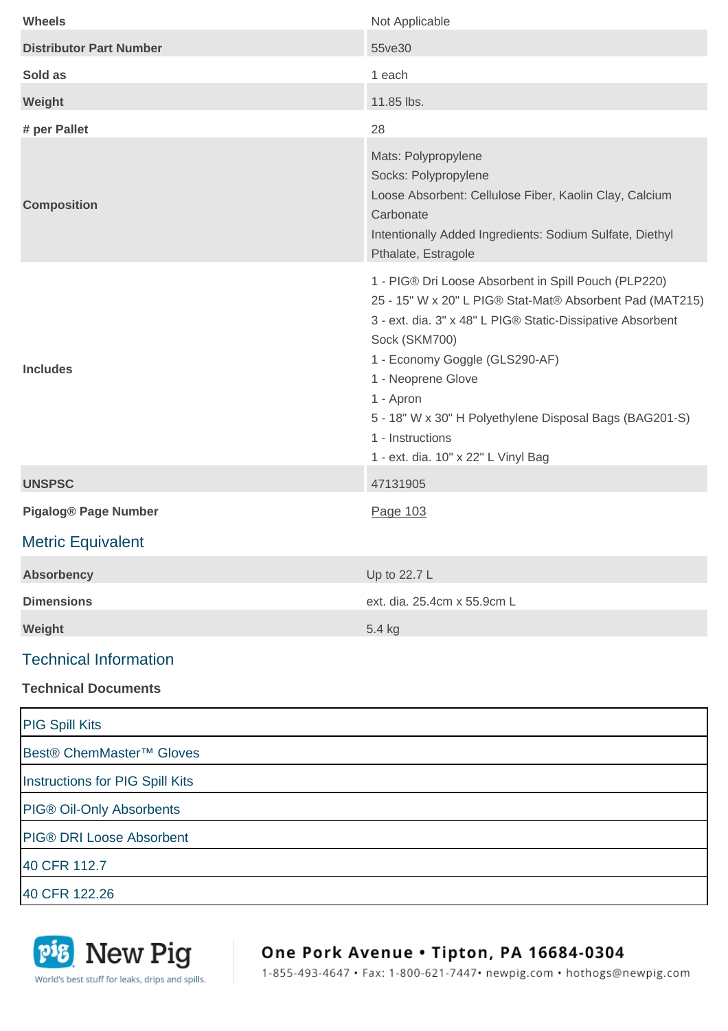| | |
|---|---|
| **Wheels** | Not Applicable |
| **Distributor Part Number** | 55ve30 |
| **Sold as** | 1 each |
| **Weight** | 11.85 lbs. |
| **# per Pallet** | 28 |
| **Composition** | Mats: Polypropylene<br>Socks: Polypropylene<br>Loose Absorbent: Cellulose Fiber, Kaolin Clay, Calcium Carbonate<br>Intentionally Added Ingredients: Sodium Sulfate, Diethyl Pthalate, Estragole |
| **Includes** | 1 - PIG® Dri Loose Absorbent in Spill Pouch (PLP220)<br>25 - 15" W x 20" L PIG® Stat-Mat® Absorbent Pad (MAT215)<br>3 - ext. dia. 3" x 48" L PIG® Static-Dissipative Absorbent Sock (SKM700)<br>1 - Economy Goggle (GLS290-AF)<br>1 - Neoprene Glove<br>1 - Apron<br>5 - 18" W x 30" H Polyethylene Disposal Bags (BAG201-S)<br>1 - Instructions<br>1 - ext. dia. 10" x 22" L Vinyl Bag |
| **UNSPSC** | 47131905 |
| **Pigalog® Page Number** | Page 103 |

## Metric Equivalent

| | |
|---|---|
| **Absorbency** | Up to 22.7 L |
| **Dimensions** | ext. dia. 25.4cm x 55.9cm L |
| **Weight** | 5.4 kg |

## Technical Information

### Technical Documents

| |
|---|
| PIG Spill Kits |
| Best® ChemMaster™ Gloves |
| Instructions for PIG Spill Kits |
| PIG® Oil-Only Absorbents |
| PIG® DRI Loose Absorbent |
| 40 CFR 112.7 |
| 40 CFR 122.26 |

New Pig
World's best stuff for leaks, drips and spills.

One Pork Avenue • Tipton, PA 16684-0304
1-855-493-4647 • Fax: 1-800-621-7447• newpig.com • hothogs@newpig.com